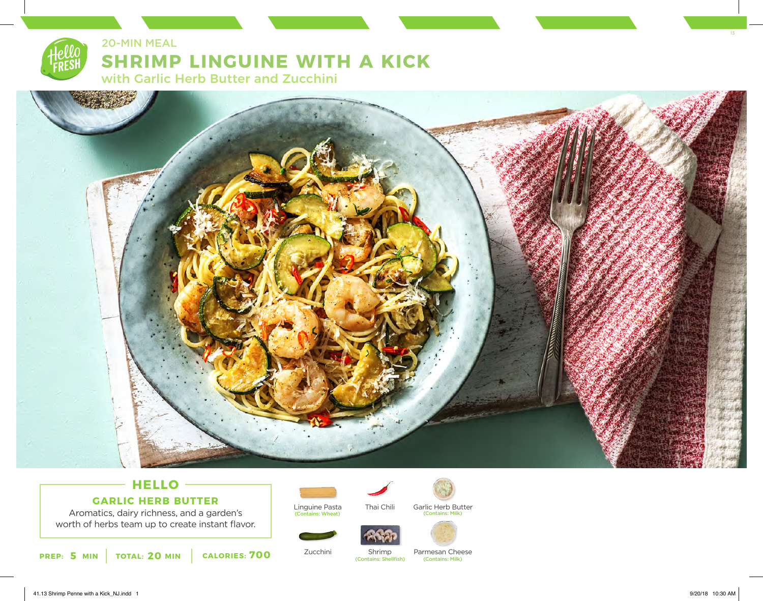20-MIN MEAL

# SHRIMP LINGUINE WITH A KICK

## with Garlic Herb Butter and Zucchini

## HELLO

### GARLIC HERB BUTTER

Aromatics, dairy richness, and a garden's worth of herbs team up to create instant flavor.

**PREP: 5 MIN** | **TOTAL: 20 MIN** | **CALORIES: 700**

- Linguine Pasta (Contains: Wheat)
- Thai Chili
- Garlic Herb Butter (Contains: Milk)
- Zucchini
- Shrimp (Contains: Shellfish)
- Parmesan Cheese (Contains: Milk)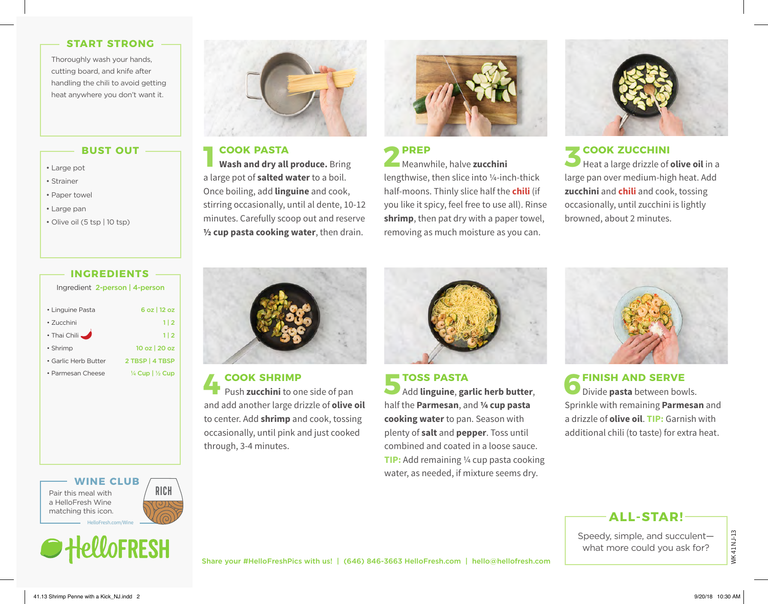## START STRONG

Thoroughly wash your hands, cutting board, and knife after handling the chili to avoid getting heat anywhere you don't want it.

## BUST OUT

- Large pot
- Strainer
- Paper towel
- Large pan
- Olive oil (5 tsp | 10 tsp)

## INGREDIENTS

| Ingredient | 2-person \| 4-person |
|---|---|
| Linguine Pasta | 6 oz \| 12 oz |
| Zucchini | 1 \| 2 |
| Thai Chili | 1 \| 2 |
| Shrimp | 10 oz \| 20 oz |
| Garlic Herb Butter | 2 TBSP \| 4 TBSP |
| Parmesan Cheese | ¼ Cup \| ½ Cup |

## WINE CLUB

Pair this meal with a HelloFresh Wine matching this icon.

RICH

HelloFresh.com/Wine

HelloFRESH

## 1 COOK PASTA

**Wash and dry all produce.** Bring a large pot of **salted water** to a boil. Once boiling, add **linguine** and cook, stirring occasionally, until al dente, 10-12 minutes. Carefully scoop out and reserve **½ cup pasta cooking water**, then drain.

## 2 PREP

Meanwhile, halve **zucchini** lengthwise, then slice into ¼-inch-thick half-moons. Thinly slice half the **chili** (if you like it spicy, feel free to use all). Rinse **shrimp**, then pat dry with a paper towel, removing as much moisture as you can.

## 3 COOK ZUCCHINI

Heat a large drizzle of **olive oil** in a large pan over medium-high heat. Add **zucchini** and **chili** and cook, tossing occasionally, until zucchini is lightly browned, about 2 minutes.

## 4 COOK SHRIMP

Push **zucchini** to one side of pan and add another large drizzle of **olive oil** to center. Add **shrimp** and cook, tossing occasionally, until pink and just cooked through, 3-4 minutes.

## 5 TOSS PASTA

Add **linguine**, **garlic herb butter**, half the **Parmesan**, and **¼ cup pasta cooking water** to pan. Season with plenty of **salt** and **pepper**. Toss until combined and coated in a loose sauce. **TIP:** Add remaining ¼ cup pasta cooking water, as needed, if mixture seems dry.

## 6 FINISH AND SERVE

Divide **pasta** between bowls. Sprinkle with remaining **Parmesan** and a drizzle of **olive oil**. **TIP:** Garnish with additional chili (to taste) for extra heat.

## ALL-STAR!

Speedy, simple, and succulent—what more could you ask for?

Share your #HelloFreshPics with us! | (646) 846-3663 HelloFresh.com | hello@hellofresh.com

WK 41 NJ-13